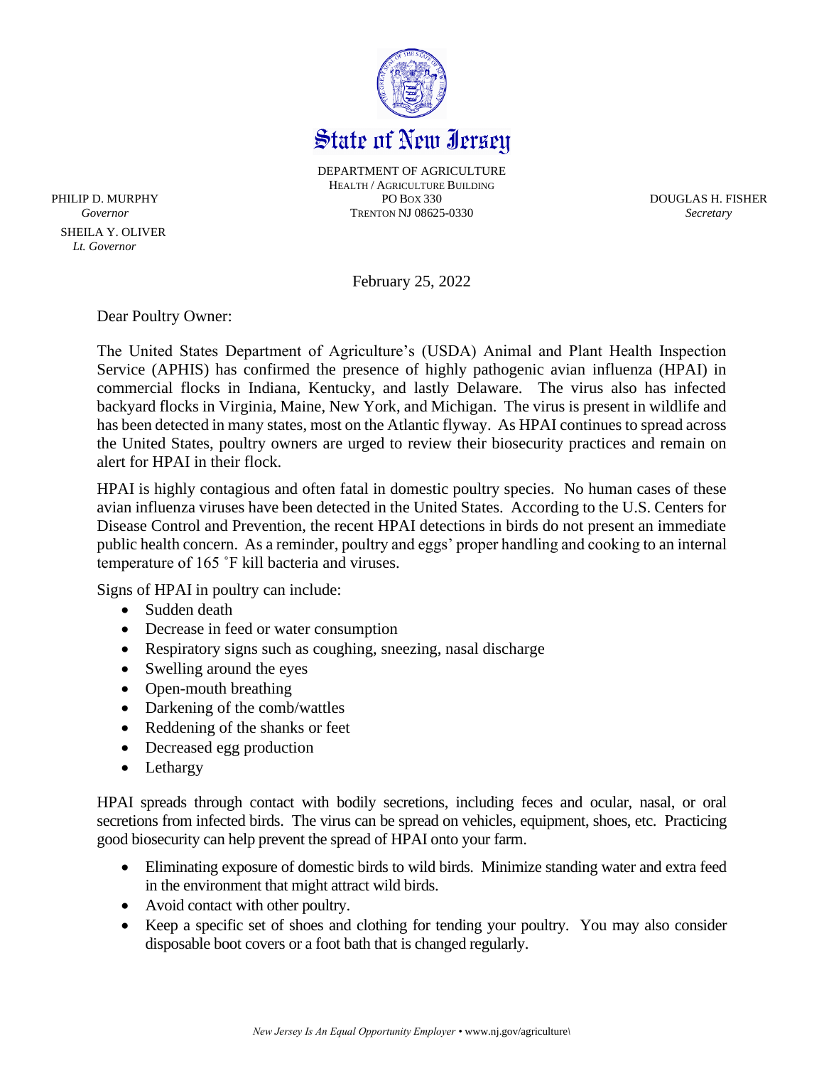# State of New Jersey

DEPARTMENT OF AGRICULTURE
HEALTH / AGRICULTURE BUILDING
PO BOX 330
TRENTON NJ 08625-0330

PHILIP D. MURPHY
*Governor*

SHEILA Y. OLIVER
*Lt. Governor*

DOUGLAS H. FISHER
*Secretary*

February 25, 2022

Dear Poultry Owner:

The United States Department of Agriculture's (USDA) Animal and Plant Health Inspection Service (APHIS) has confirmed the presence of highly pathogenic avian influenza (HPAI) in commercial flocks in Indiana, Kentucky, and lastly Delaware. The virus also has infected backyard flocks in Virginia, Maine, New York, and Michigan. The virus is present in wildlife and has been detected in many states, most on the Atlantic flyway. As HPAI continues to spread across the United States, poultry owners are urged to review their biosecurity practices and remain on alert for HPAI in their flock.

HPAI is highly contagious and often fatal in domestic poultry species. No human cases of these avian influenza viruses have been detected in the United States. According to the U.S. Centers for Disease Control and Prevention, the recent HPAI detections in birds do not present an immediate public health concern. As a reminder, poultry and eggs' proper handling and cooking to an internal temperature of 165 ˚F kill bacteria and viruses.

Signs of HPAI in poultry can include:

- Sudden death
- Decrease in feed or water consumption
- Respiratory signs such as coughing, sneezing, nasal discharge
- Swelling around the eyes
- Open-mouth breathing
- Darkening of the comb/wattles
- Reddening of the shanks or feet
- Decreased egg production
- Lethargy

HPAI spreads through contact with bodily secretions, including feces and ocular, nasal, or oral secretions from infected birds. The virus can be spread on vehicles, equipment, shoes, etc. Practicing good biosecurity can help prevent the spread of HPAI onto your farm.

- Eliminating exposure of domestic birds to wild birds. Minimize standing water and extra feed in the environment that might attract wild birds.
- Avoid contact with other poultry.
- Keep a specific set of shoes and clothing for tending your poultry. You may also consider disposable boot covers or a foot bath that is changed regularly.

*New Jersey Is An Equal Opportunity Employer* • www.nj.gov/agriculture\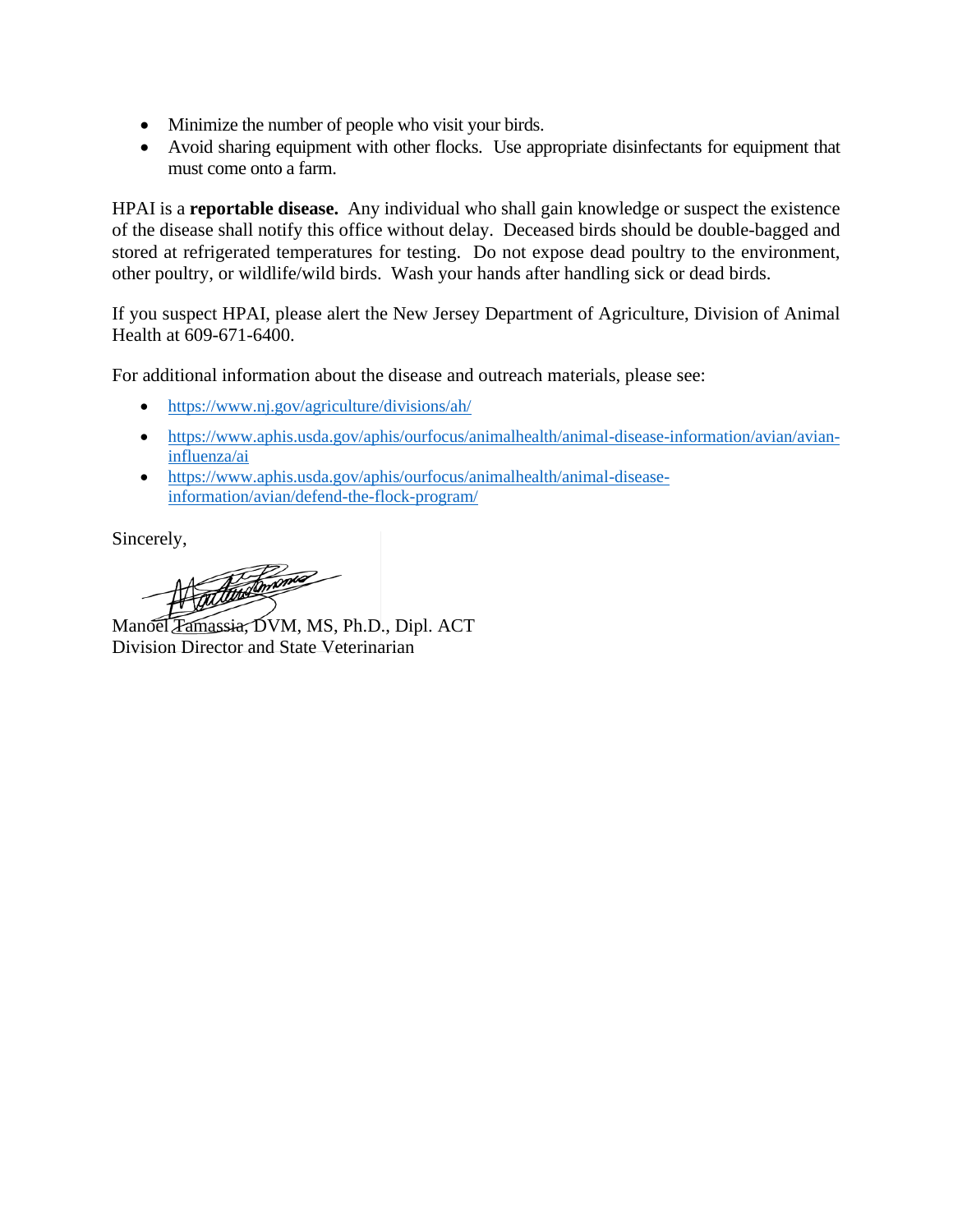- Minimize the number of people who visit your birds.
- Avoid sharing equipment with other flocks. Use appropriate disinfectants for equipment that must come onto a farm.

HPAI is a **reportable disease.** Any individual who shall gain knowledge or suspect the existence of the disease shall notify this office without delay. Deceased birds should be double-bagged and stored at refrigerated temperatures for testing. Do not expose dead poultry to the environment, other poultry, or wildlife/wild birds. Wash your hands after handling sick or dead birds.

If you suspect HPAI, please alert the New Jersey Department of Agriculture, Division of Animal Health at 609-671-6400.

For additional information about the disease and outreach materials, please see:

- https://www.nj.gov/agriculture/divisions/ah/
- https://www.aphis.usda.gov/aphis/ourfocus/animalhealth/animal-disease-information/avian/avian-influenza/ai
- https://www.aphis.usda.gov/aphis/ourfocus/animalhealth/animal-disease-information/avian/defend-the-flock-program/

Sincerely,

Manoel Tamassia, DVM, MS, Ph.D., Dipl. ACT
Division Director and State Veterinarian